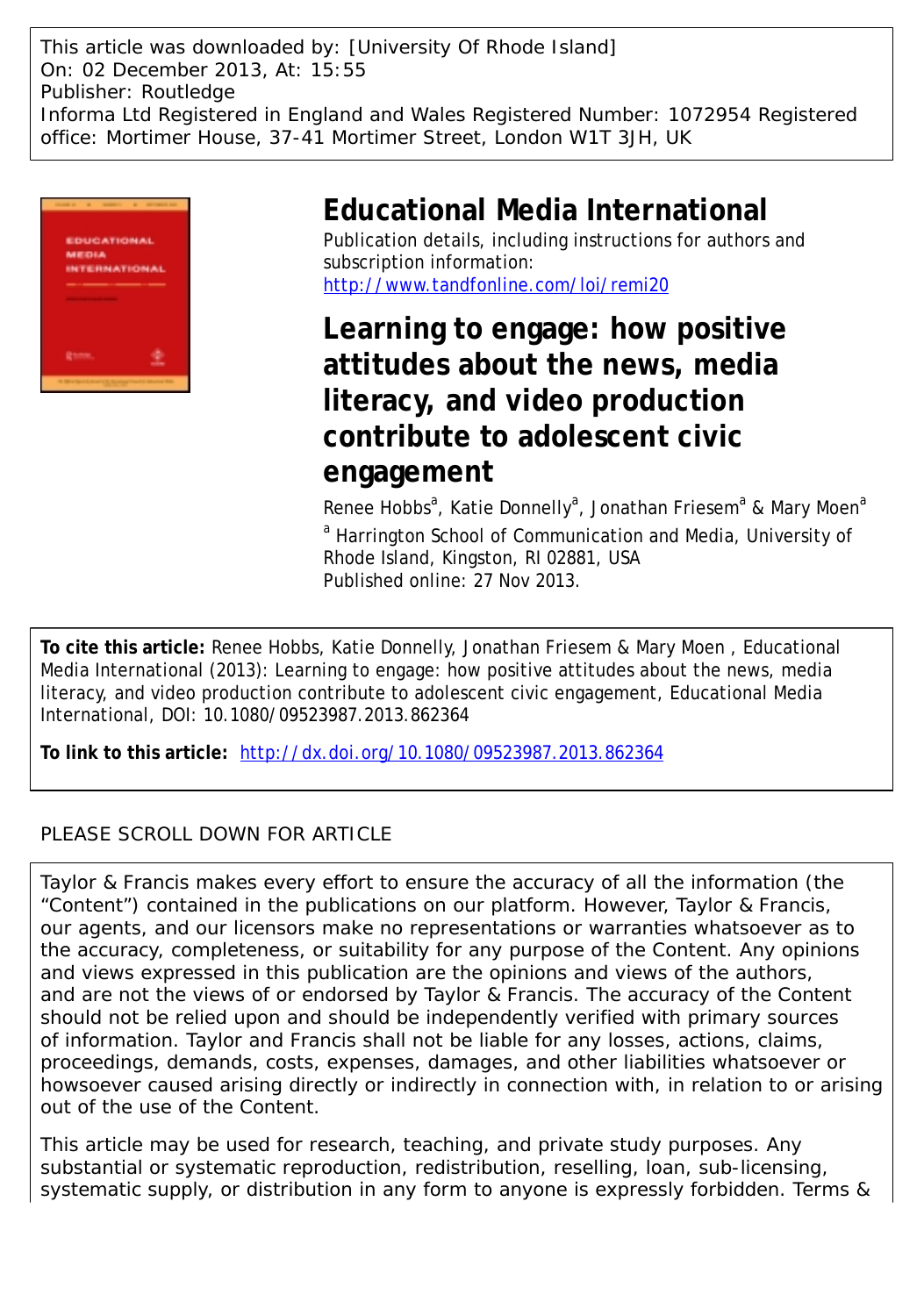This article was downloaded by: [University Of Rhode Island]
On: 02 December 2013, At: 15:55
Publisher: Routledge
Informa Ltd Registered in England and Wales Registered Number: 1072954 Registered office: Mortimer House, 37-41 Mortimer Street, London W1T 3JH, UK

# Educational Media International

Publication details, including instructions for authors and subscription information:
http://www.tandfonline.com/loi/remi20

# Learning to engage: how positive attitudes about the news, media literacy, and video production contribute to adolescent civic engagement

Renee Hobbs[a], Katie Donnelly[a], Jonathan Friesem[a] & Mary Moen[a]

[a] Harrington School of Communication and Media, University of Rhode Island, Kingston, RI 02881, USA

Published online: 27 Nov 2013.

**To cite this article:** Renee Hobbs, Katie Donnelly, Jonathan Friesem & Mary Moen , Educational Media International (2013): Learning to engage: how positive attitudes about the news, media literacy, and video production contribute to adolescent civic engagement, Educational Media International, DOI: 10.1080/09523987.2013.862364

**To link to this article:** http://dx.doi.org/10.1080/09523987.2013.862364

PLEASE SCROLL DOWN FOR ARTICLE

Taylor & Francis makes every effort to ensure the accuracy of all the information (the "Content") contained in the publications on our platform. However, Taylor & Francis, our agents, and our licensors make no representations or warranties whatsoever as to the accuracy, completeness, or suitability for any purpose of the Content. Any opinions and views expressed in this publication are the opinions and views of the authors, and are not the views of or endorsed by Taylor & Francis. The accuracy of the Content should not be relied upon and should be independently verified with primary sources of information. Taylor and Francis shall not be liable for any losses, actions, claims, proceedings, demands, costs, expenses, damages, and other liabilities whatsoever or howsoever caused arising directly or indirectly in connection with, in relation to or arising out of the use of the Content.

This article may be used for research, teaching, and private study purposes. Any substantial or systematic reproduction, redistribution, reselling, loan, sub-licensing, systematic supply, or distribution in any form to anyone is expressly forbidden. Terms &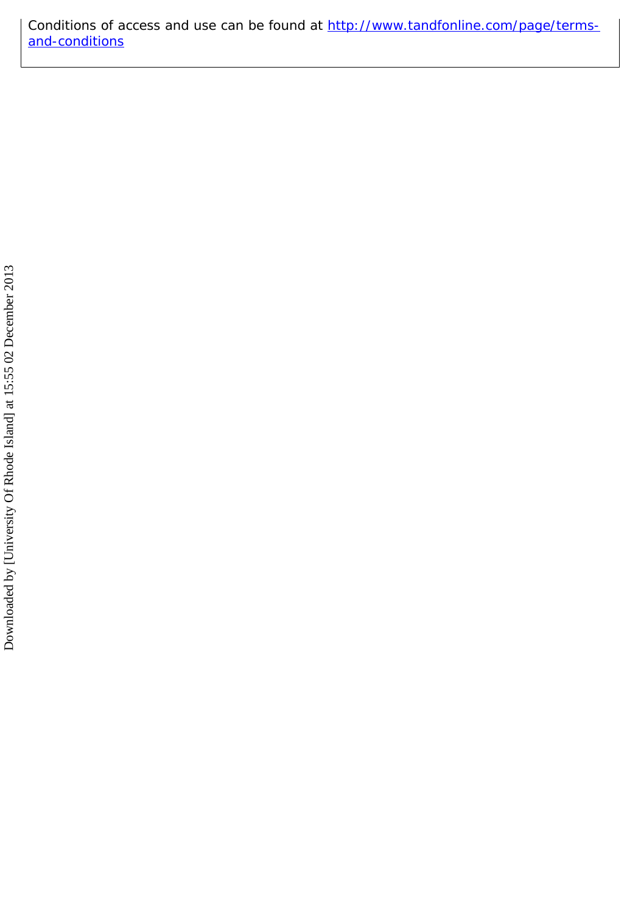Conditions of access and use can be found at [http://www.tandfonline.com/page/terms-and-conditions](http://www.tandfonline.com/page/terms-and-conditions)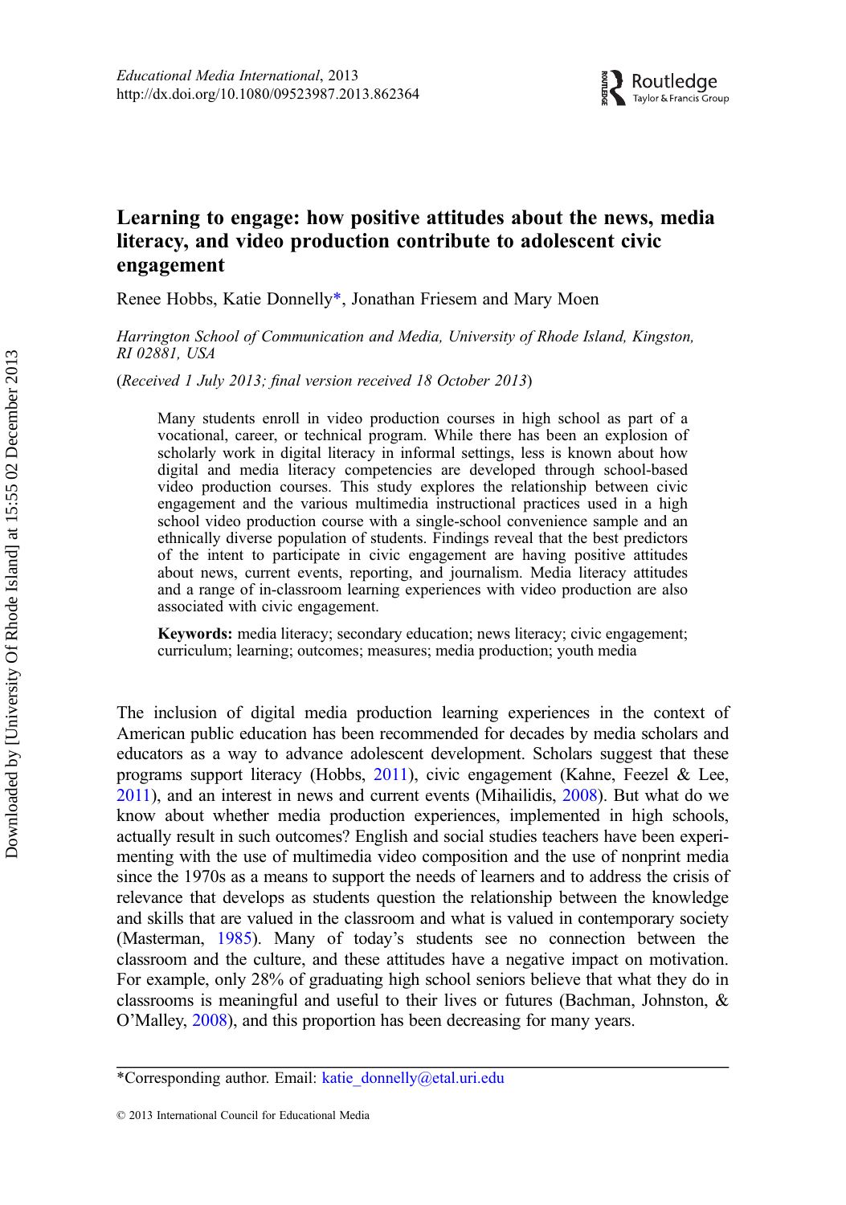# Learning to engage: how positive attitudes about the news, media literacy, and video production contribute to adolescent civic engagement

Renee Hobbs, Katie Donnelly*, Jonathan Friesem and Mary Moen

*Harrington School of Communication and Media, University of Rhode Island, Kingston, RI 02881, USA*

(*Received 1 July 2013; final version received 18 October 2013*)

Many students enroll in video production courses in high school as part of a vocational, career, or technical program. While there has been an explosion of scholarly work in digital literacy in informal settings, less is known about how digital and media literacy competencies are developed through school-based video production courses. This study explores the relationship between civic engagement and the various multimedia instructional practices used in a high school video production course with a single-school convenience sample and an ethnically diverse population of students. Findings reveal that the best predictors of the intent to participate in civic engagement are having positive attitudes about news, current events, reporting, and journalism. Media literacy attitudes and a range of in-classroom learning experiences with video production are also associated with civic engagement.

**Keywords:** media literacy; secondary education; news literacy; civic engagement; curriculum; learning; outcomes; measures; media production; youth media

The inclusion of digital media production learning experiences in the context of American public education has been recommended for decades by media scholars and educators as a way to advance adolescent development. Scholars suggest that these programs support literacy (Hobbs, 2011), civic engagement (Kahne, Feezel & Lee, 2011), and an interest in news and current events (Mihailidis, 2008). But what do we know about whether media production experiences, implemented in high schools, actually result in such outcomes? English and social studies teachers have been experimenting with the use of multimedia video composition and the use of nonprint media since the 1970s as a means to support the needs of learners and to address the crisis of relevance that develops as students question the relationship between the knowledge and skills that are valued in the classroom and what is valued in contemporary society (Masterman, 1985). Many of today's students see no connection between the classroom and the culture, and these attitudes have a negative impact on motivation. For example, only 28% of graduating high school seniors believe that what they do in classrooms is meaningful and useful to their lives or futures (Bachman, Johnston, & O'Malley, 2008), and this proportion has been decreasing for many years.

*Corresponding author. Email: katie_donnelly@etal.uri.edu

© 2013 International Council for Educational Media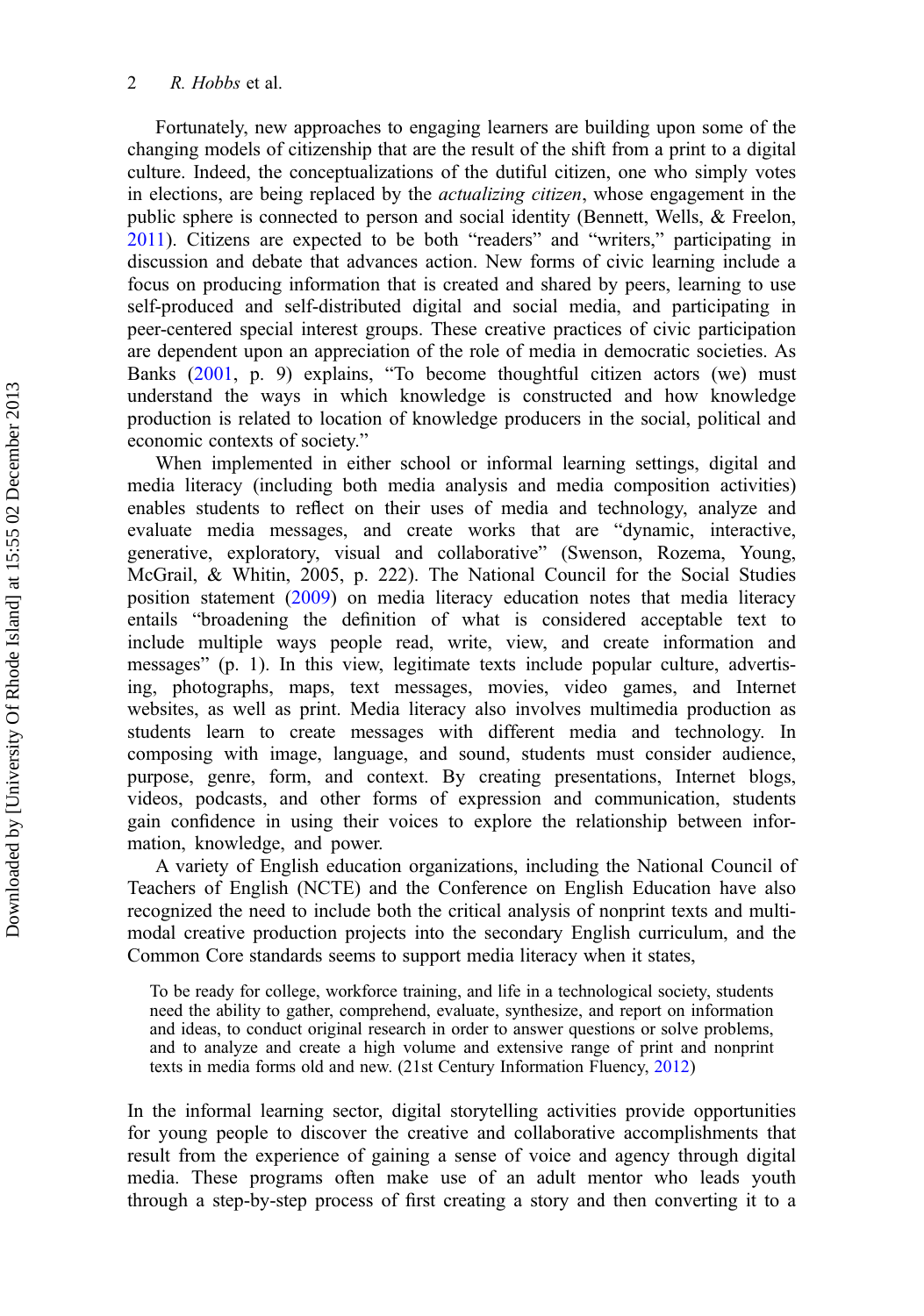Fortunately, new approaches to engaging learners are building upon some of the changing models of citizenship that are the result of the shift from a print to a digital culture. Indeed, the conceptualizations of the dutiful citizen, one who simply votes in elections, are being replaced by the *actualizing citizen*, whose engagement in the public sphere is connected to person and social identity (Bennett, Wells, & Freelon, 2011). Citizens are expected to be both "readers" and "writers," participating in discussion and debate that advances action. New forms of civic learning include a focus on producing information that is created and shared by peers, learning to use self-produced and self-distributed digital and social media, and participating in peer-centered special interest groups. These creative practices of civic participation are dependent upon an appreciation of the role of media in democratic societies. As Banks (2001, p. 9) explains, "To become thoughtful citizen actors (we) must understand the ways in which knowledge is constructed and how knowledge production is related to location of knowledge producers in the social, political and economic contexts of society."

When implemented in either school or informal learning settings, digital and media literacy (including both media analysis and media composition activities) enables students to reflect on their uses of media and technology, analyze and evaluate media messages, and create works that are "dynamic, interactive, generative, exploratory, visual and collaborative" (Swenson, Rozema, Young, McGrail, & Whitin, 2005, p. 222). The National Council for the Social Studies position statement (2009) on media literacy education notes that media literacy entails "broadening the definition of what is considered acceptable text to include multiple ways people read, write, view, and create information and messages" (p. 1). In this view, legitimate texts include popular culture, advertising, photographs, maps, text messages, movies, video games, and Internet websites, as well as print. Media literacy also involves multimedia production as students learn to create messages with different media and technology. In composing with image, language, and sound, students must consider audience, purpose, genre, form, and context. By creating presentations, Internet blogs, videos, podcasts, and other forms of expression and communication, students gain confidence in using their voices to explore the relationship between information, knowledge, and power.

A variety of English education organizations, including the National Council of Teachers of English (NCTE) and the Conference on English Education have also recognized the need to include both the critical analysis of nonprint texts and multimodal creative production projects into the secondary English curriculum, and the Common Core standards seems to support media literacy when it states,

> To be ready for college, workforce training, and life in a technological society, students need the ability to gather, comprehend, evaluate, synthesize, and report on information and ideas, to conduct original research in order to answer questions or solve problems, and to analyze and create a high volume and extensive range of print and nonprint texts in media forms old and new. (21st Century Information Fluency, 2012)

In the informal learning sector, digital storytelling activities provide opportunities for young people to discover the creative and collaborative accomplishments that result from the experience of gaining a sense of voice and agency through digital media. These programs often make use of an adult mentor who leads youth through a step-by-step process of first creating a story and then converting it to a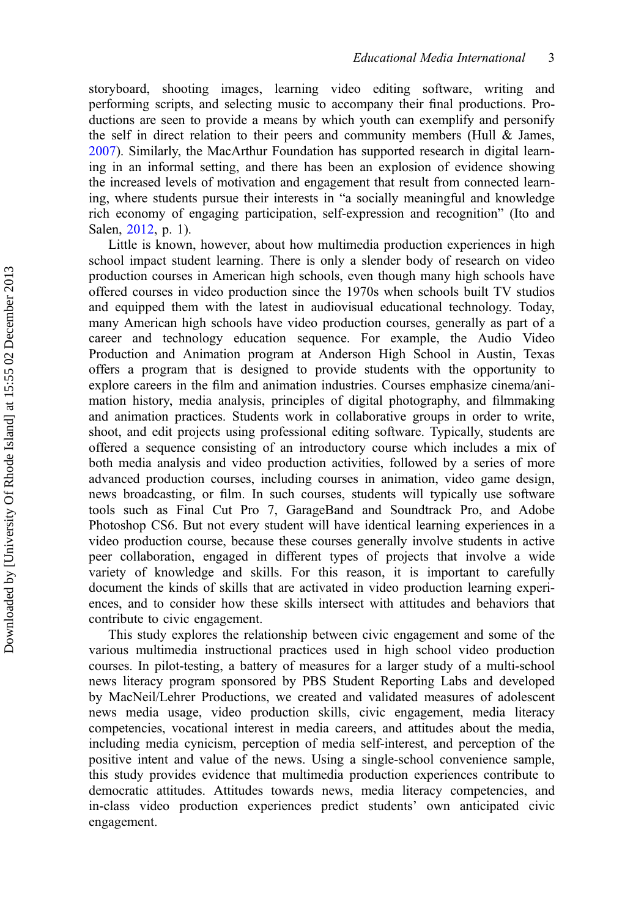storyboard, shooting images, learning video editing software, writing and performing scripts, and selecting music to accompany their final productions. Productions are seen to provide a means by which youth can exemplify and personify the self in direct relation to their peers and community members (Hull & James, 2007). Similarly, the MacArthur Foundation has supported research in digital learning in an informal setting, and there has been an explosion of evidence showing the increased levels of motivation and engagement that result from connected learning, where students pursue their interests in "a socially meaningful and knowledge rich economy of engaging participation, self-expression and recognition" (Ito and Salen, 2012, p. 1).

Little is known, however, about how multimedia production experiences in high school impact student learning. There is only a slender body of research on video production courses in American high schools, even though many high schools have offered courses in video production since the 1970s when schools built TV studios and equipped them with the latest in audiovisual educational technology. Today, many American high schools have video production courses, generally as part of a career and technology education sequence. For example, the Audio Video Production and Animation program at Anderson High School in Austin, Texas offers a program that is designed to provide students with the opportunity to explore careers in the film and animation industries. Courses emphasize cinema/animation history, media analysis, principles of digital photography, and filmmaking and animation practices. Students work in collaborative groups in order to write, shoot, and edit projects using professional editing software. Typically, students are offered a sequence consisting of an introductory course which includes a mix of both media analysis and video production activities, followed by a series of more advanced production courses, including courses in animation, video game design, news broadcasting, or film. In such courses, students will typically use software tools such as Final Cut Pro 7, GarageBand and Soundtrack Pro, and Adobe Photoshop CS6. But not every student will have identical learning experiences in a video production course, because these courses generally involve students in active peer collaboration, engaged in different types of projects that involve a wide variety of knowledge and skills. For this reason, it is important to carefully document the kinds of skills that are activated in video production learning experiences, and to consider how these skills intersect with attitudes and behaviors that contribute to civic engagement.

This study explores the relationship between civic engagement and some of the various multimedia instructional practices used in high school video production courses. In pilot-testing, a battery of measures for a larger study of a multi-school news literacy program sponsored by PBS Student Reporting Labs and developed by MacNeil/Lehrer Productions, we created and validated measures of adolescent news media usage, video production skills, civic engagement, media literacy competencies, vocational interest in media careers, and attitudes about the media, including media cynicism, perception of media self-interest, and perception of the positive intent and value of the news. Using a single-school convenience sample, this study provides evidence that multimedia production experiences contribute to democratic attitudes. Attitudes towards news, media literacy competencies, and in-class video production experiences predict students' own anticipated civic engagement.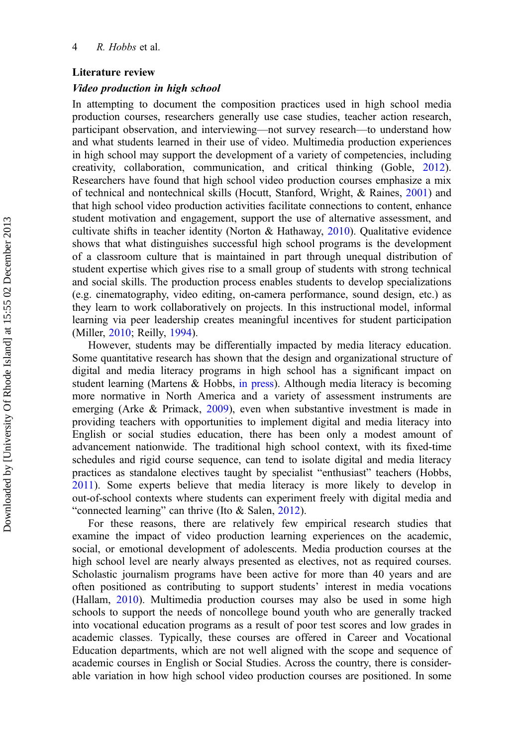## Literature review

### *Video production in high school*

In attempting to document the composition practices used in high school media production courses, researchers generally use case studies, teacher action research, participant observation, and interviewing—not survey research—to understand how and what students learned in their use of video. Multimedia production experiences in high school may support the development of a variety of competencies, including creativity, collaboration, communication, and critical thinking (Goble, 2012). Researchers have found that high school video production courses emphasize a mix of technical and nontechnical skills (Hocutt, Stanford, Wright, & Raines, 2001) and that high school video production activities facilitate connections to content, enhance student motivation and engagement, support the use of alternative assessment, and cultivate shifts in teacher identity (Norton & Hathaway, 2010). Qualitative evidence shows that what distinguishes successful high school programs is the development of a classroom culture that is maintained in part through unequal distribution of student expertise which gives rise to a small group of students with strong technical and social skills. The production process enables students to develop specializations (e.g. cinematography, video editing, on-camera performance, sound design, etc.) as they learn to work collaboratively on projects. In this instructional model, informal learning via peer leadership creates meaningful incentives for student participation (Miller, 2010; Reilly, 1994).

However, students may be differentially impacted by media literacy education. Some quantitative research has shown that the design and organizational structure of digital and media literacy programs in high school has a significant impact on student learning (Martens & Hobbs, in press). Although media literacy is becoming more normative in North America and a variety of assessment instruments are emerging (Arke & Primack, 2009), even when substantive investment is made in providing teachers with opportunities to implement digital and media literacy into English or social studies education, there has been only a modest amount of advancement nationwide. The traditional high school context, with its fixed-time schedules and rigid course sequence, can tend to isolate digital and media literacy practices as standalone electives taught by specialist "enthusiast" teachers (Hobbs, 2011). Some experts believe that media literacy is more likely to develop in out-of-school contexts where students can experiment freely with digital media and "connected learning" can thrive (Ito & Salen, 2012).

For these reasons, there are relatively few empirical research studies that examine the impact of video production learning experiences on the academic, social, or emotional development of adolescents. Media production courses at the high school level are nearly always presented as electives, not as required courses. Scholastic journalism programs have been active for more than 40 years and are often positioned as contributing to support students' interest in media vocations (Hallam, 2010). Multimedia production courses may also be used in some high schools to support the needs of noncollege bound youth who are generally tracked into vocational education programs as a result of poor test scores and low grades in academic classes. Typically, these courses are offered in Career and Vocational Education departments, which are not well aligned with the scope and sequence of academic courses in English or Social Studies. Across the country, there is considerable variation in how high school video production courses are positioned. In some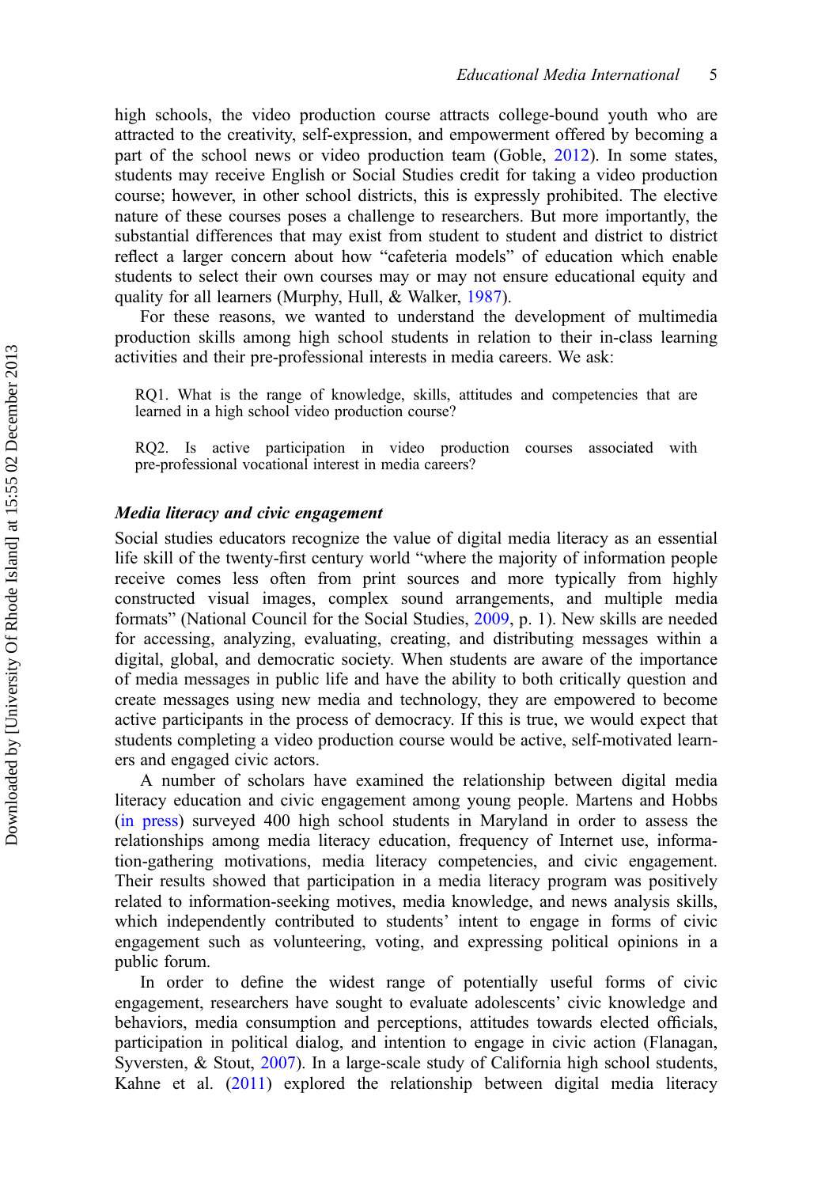high schools, the video production course attracts college-bound youth who are attracted to the creativity, self-expression, and empowerment offered by becoming a part of the school news or video production team (Goble, 2012). In some states, students may receive English or Social Studies credit for taking a video production course; however, in other school districts, this is expressly prohibited. The elective nature of these courses poses a challenge to researchers. But more importantly, the substantial differences that may exist from student to student and district to district reflect a larger concern about how "cafeteria models" of education which enable students to select their own courses may or may not ensure educational equity and quality for all learners (Murphy, Hull, & Walker, 1987).

For these reasons, we wanted to understand the development of multimedia production skills among high school students in relation to their in-class learning activities and their pre-professional interests in media careers. We ask:

> RQ1. What is the range of knowledge, skills, attitudes and competencies that are learned in a high school video production course?
>
> RQ2. Is active participation in video production courses associated with pre-professional vocational interest in media careers?

### *Media literacy and civic engagement*

Social studies educators recognize the value of digital media literacy as an essential life skill of the twenty-first century world "where the majority of information people receive comes less often from print sources and more typically from highly constructed visual images, complex sound arrangements, and multiple media formats" (National Council for the Social Studies, 2009, p. 1). New skills are needed for accessing, analyzing, evaluating, creating, and distributing messages within a digital, global, and democratic society. When students are aware of the importance of media messages in public life and have the ability to both critically question and create messages using new media and technology, they are empowered to become active participants in the process of democracy. If this is true, we would expect that students completing a video production course would be active, self-motivated learners and engaged civic actors.

A number of scholars have examined the relationship between digital media literacy education and civic engagement among young people. Martens and Hobbs (in press) surveyed 400 high school students in Maryland in order to assess the relationships among media literacy education, frequency of Internet use, information-gathering motivations, media literacy competencies, and civic engagement. Their results showed that participation in a media literacy program was positively related to information-seeking motives, media knowledge, and news analysis skills, which independently contributed to students' intent to engage in forms of civic engagement such as volunteering, voting, and expressing political opinions in a public forum.

In order to define the widest range of potentially useful forms of civic engagement, researchers have sought to evaluate adolescents' civic knowledge and behaviors, media consumption and perceptions, attitudes towards elected officials, participation in political dialog, and intention to engage in civic action (Flanagan, Syversten, & Stout, 2007). In a large-scale study of California high school students, Kahne et al. (2011) explored the relationship between digital media literacy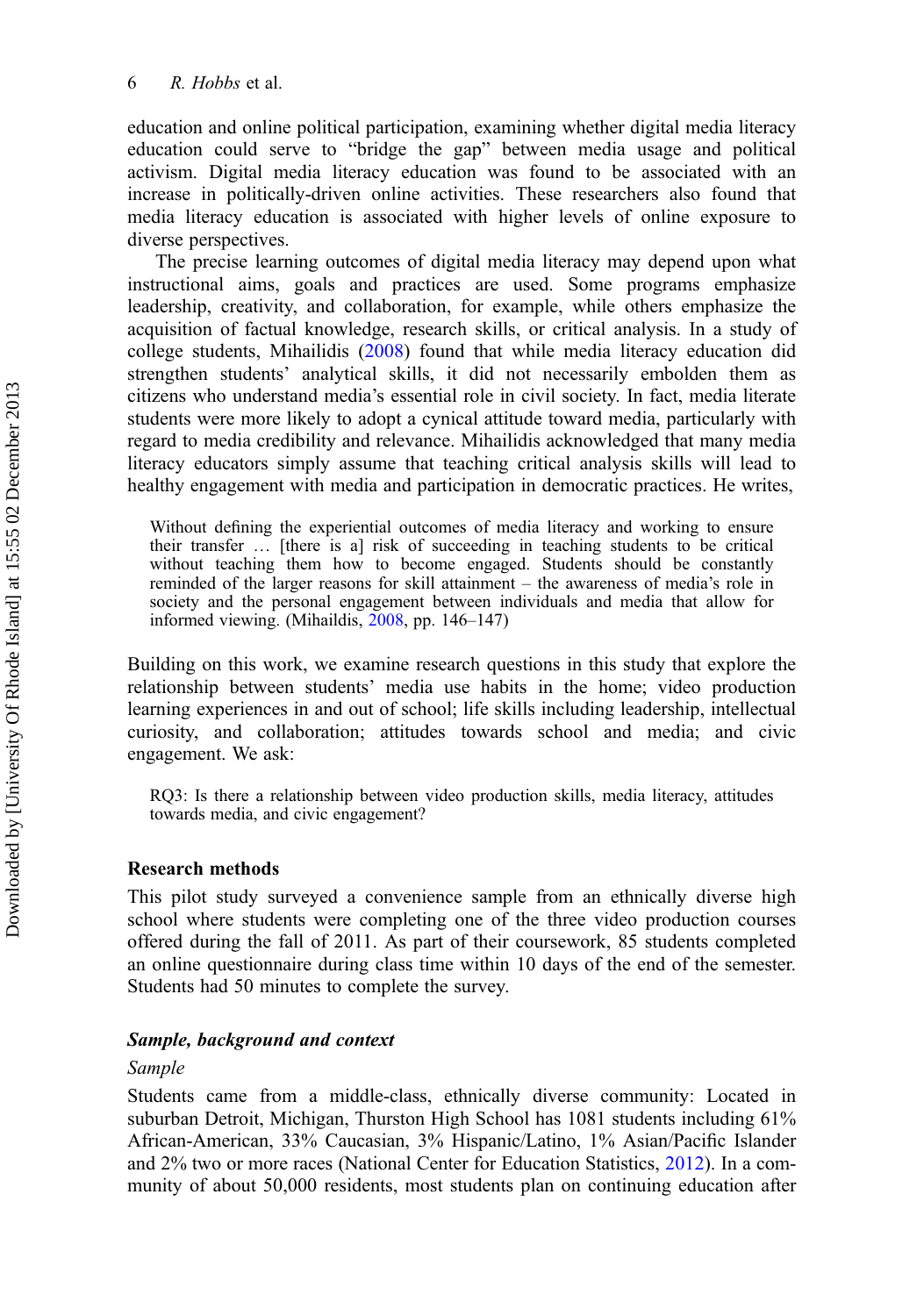education and online political participation, examining whether digital media literacy education could serve to "bridge the gap" between media usage and political activism. Digital media literacy education was found to be associated with an increase in politically-driven online activities. These researchers also found that media literacy education is associated with higher levels of online exposure to diverse perspectives.

The precise learning outcomes of digital media literacy may depend upon what instructional aims, goals and practices are used. Some programs emphasize leadership, creativity, and collaboration, for example, while others emphasize the acquisition of factual knowledge, research skills, or critical analysis. In a study of college students, Mihailidis (2008) found that while media literacy education did strengthen students' analytical skills, it did not necessarily embolden them as citizens who understand media's essential role in civil society. In fact, media literate students were more likely to adopt a cynical attitude toward media, particularly with regard to media credibility and relevance. Mihailidis acknowledged that many media literacy educators simply assume that teaching critical analysis skills will lead to healthy engagement with media and participation in democratic practices. He writes,

> Without defining the experiential outcomes of media literacy and working to ensure their transfer … [there is a] risk of succeeding in teaching students to be critical without teaching them how to become engaged. Students should be constantly reminded of the larger reasons for skill attainment – the awareness of media's role in society and the personal engagement between individuals and media that allow for informed viewing. (Mihaildis, 2008, pp. 146–147)

Building on this work, we examine research questions in this study that explore the relationship between students' media use habits in the home; video production learning experiences in and out of school; life skills including leadership, intellectual curiosity, and collaboration; attitudes towards school and media; and civic engagement. We ask:

> RQ3: Is there a relationship between video production skills, media literacy, attitudes towards media, and civic engagement?

## Research methods

This pilot study surveyed a convenience sample from an ethnically diverse high school where students were completing one of the three video production courses offered during the fall of 2011. As part of their coursework, 85 students completed an online questionnaire during class time within 10 days of the end of the semester. Students had 50 minutes to complete the survey.

### *Sample, background and context*

#### *Sample*

Students came from a middle-class, ethnically diverse community: Located in suburban Detroit, Michigan, Thurston High School has 1081 students including 61% African-American, 33% Caucasian, 3% Hispanic/Latino, 1% Asian/Pacific Islander and 2% two or more races (National Center for Education Statistics, 2012). In a community of about 50,000 residents, most students plan on continuing education after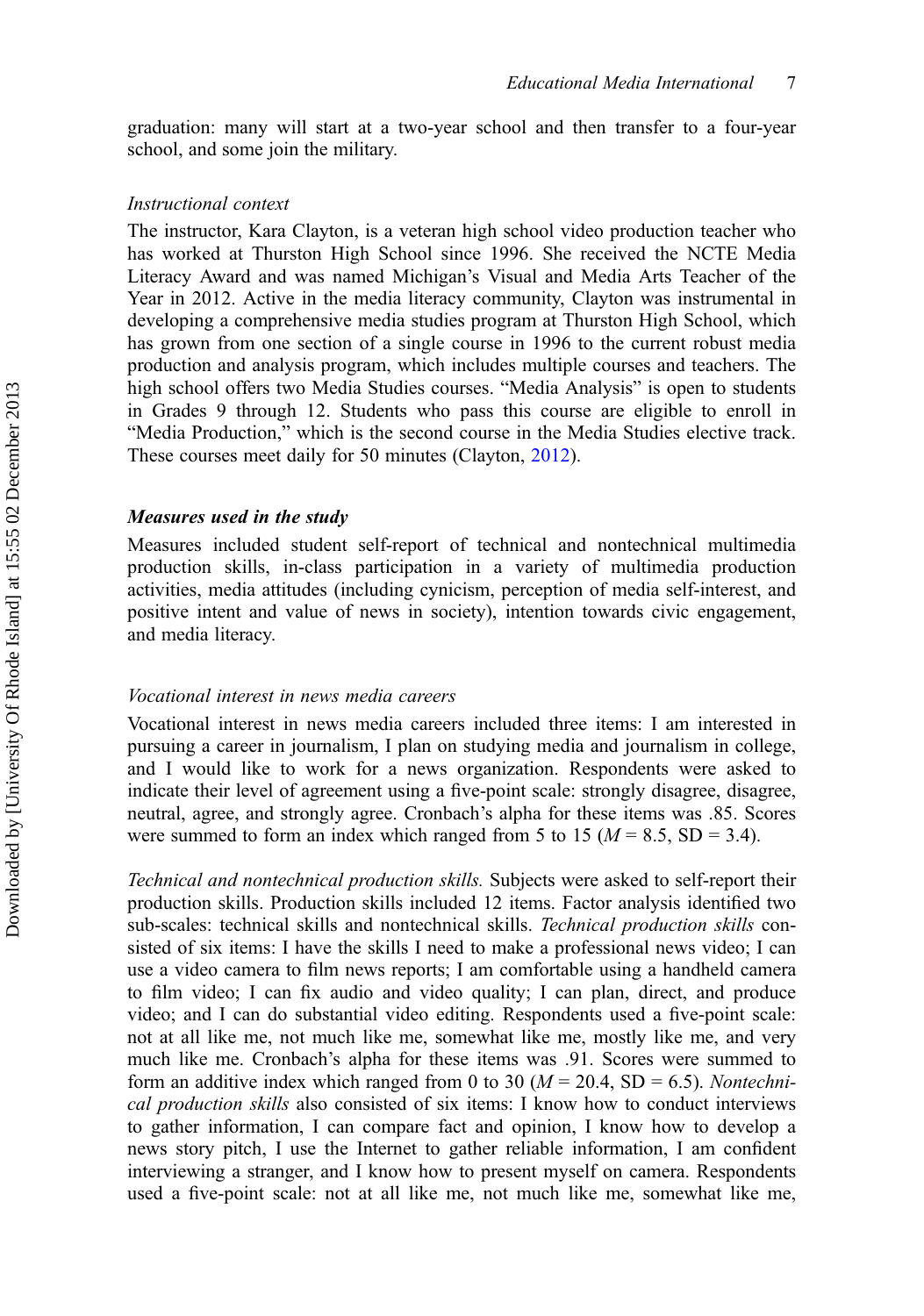graduation: many will start at a two-year school and then transfer to a four-year school, and some join the military.

*Instructional context*

The instructor, Kara Clayton, is a veteran high school video production teacher who has worked at Thurston High School since 1996. She received the NCTE Media Literacy Award and was named Michigan's Visual and Media Arts Teacher of the Year in 2012. Active in the media literacy community, Clayton was instrumental in developing a comprehensive media studies program at Thurston High School, which has grown from one section of a single course in 1996 to the current robust media production and analysis program, which includes multiple courses and teachers. The high school offers two Media Studies courses. "Media Analysis" is open to students in Grades 9 through 12. Students who pass this course are eligible to enroll in "Media Production," which is the second course in the Media Studies elective track. These courses meet daily for 50 minutes (Clayton, 2012).

### Measures used in the study

Measures included student self-report of technical and nontechnical multimedia production skills, in-class participation in a variety of multimedia production activities, media attitudes (including cynicism, perception of media self-interest, and positive intent and value of news in society), intention towards civic engagement, and media literacy.

*Vocational interest in news media careers*

Vocational interest in news media careers included three items: I am interested in pursuing a career in journalism, I plan on studying media and journalism in college, and I would like to work for a news organization. Respondents were asked to indicate their level of agreement using a five-point scale: strongly disagree, disagree, neutral, agree, and strongly agree. Cronbach's alpha for these items was .85. Scores were summed to form an index which ranged from 5 to 15 ($M$ = 8.5, SD = 3.4).

*Technical and nontechnical production skills.* Subjects were asked to self-report their production skills. Production skills included 12 items. Factor analysis identified two sub-scales: technical skills and nontechnical skills. *Technical production skills* consisted of six items: I have the skills I need to make a professional news video; I can use a video camera to film news reports; I am comfortable using a handheld camera to film video; I can fix audio and video quality; I can plan, direct, and produce video; and I can do substantial video editing. Respondents used a five-point scale: not at all like me, not much like me, somewhat like me, mostly like me, and very much like me. Cronbach's alpha for these items was .91. Scores were summed to form an additive index which ranged from 0 to 30 ($M$ = 20.4, SD = 6.5). *Nontechnical production skills* also consisted of six items: I know how to conduct interviews to gather information, I can compare fact and opinion, I know how to develop a news story pitch, I use the Internet to gather reliable information, I am confident interviewing a stranger, and I know how to present myself on camera. Respondents used a five-point scale: not at all like me, not much like me, somewhat like me,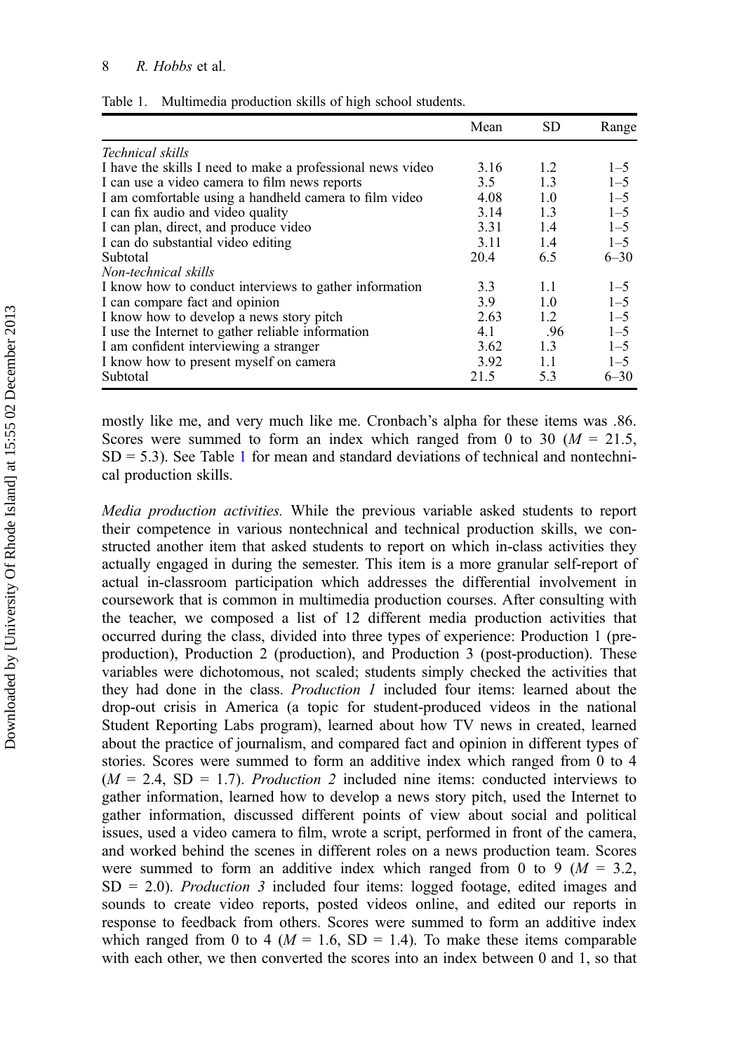Table 1. Multimedia production skills of high school students.

| | Mean | SD | Range |
|---|---|---|---|
| *Technical skills* | | | |
| I have the skills I need to make a professional news video | 3.16 | 1.2 | 1–5 |
| I can use a video camera to film news reports | 3.5 | 1.3 | 1–5 |
| I am comfortable using a handheld camera to film video | 4.08 | 1.0 | 1–5 |
| I can fix audio and video quality | 3.14 | 1.3 | 1–5 |
| I can plan, direct, and produce video | 3.31 | 1.4 | 1–5 |
| I can do substantial video editing | 3.11 | 1.4 | 1–5 |
| Subtotal | 20.4 | 6.5 | 6–30 |
| *Non-technical skills* | | | |
| I know how to conduct interviews to gather information | 3.3 | 1.1 | 1–5 |
| I can compare fact and opinion | 3.9 | 1.0 | 1–5 |
| I know how to develop a news story pitch | 2.63 | 1.2 | 1–5 |
| I use the Internet to gather reliable information | 4.1 | .96 | 1–5 |
| I am confident interviewing a stranger | 3.62 | 1.3 | 1–5 |
| I know how to present myself on camera | 3.92 | 1.1 | 1–5 |
| Subtotal | 21.5 | 5.3 | 6–30 |

mostly like me, and very much like me. Cronbach's alpha for these items was .86. Scores were summed to form an index which ranged from 0 to 30 ($M$ = 21.5, SD = 5.3). See Table 1 for mean and standard deviations of technical and nontechnical production skills.

*Media production activities.* While the previous variable asked students to report their competence in various nontechnical and technical production skills, we constructed another item that asked students to report on which in-class activities they actually engaged in during the semester. This item is a more granular self-report of actual in-classroom participation which addresses the differential involvement in coursework that is common in multimedia production courses. After consulting with the teacher, we composed a list of 12 different media production activities that occurred during the class, divided into three types of experience: Production 1 (pre-production), Production 2 (production), and Production 3 (post-production). These variables were dichotomous, not scaled; students simply checked the activities that they had done in the class. *Production 1* included four items: learned about the drop-out crisis in America (a topic for student-produced videos in the national Student Reporting Labs program), learned about how TV news in created, learned about the practice of journalism, and compared fact and opinion in different types of stories. Scores were summed to form an additive index which ranged from 0 to 4 ($M$ = 2.4, SD = 1.7). *Production 2* included nine items: conducted interviews to gather information, learned how to develop a news story pitch, used the Internet to gather information, discussed different points of view about social and political issues, used a video camera to film, wrote a script, performed in front of the camera, and worked behind the scenes in different roles on a news production team. Scores were summed to form an additive index which ranged from 0 to 9 ($M$ = 3.2, SD = 2.0). *Production 3* included four items: logged footage, edited images and sounds to create video reports, posted videos online, and edited our reports in response to feedback from others. Scores were summed to form an additive index which ranged from 0 to 4 ($M$ = 1.6, SD = 1.4). To make these items comparable with each other, we then converted the scores into an index between 0 and 1, so that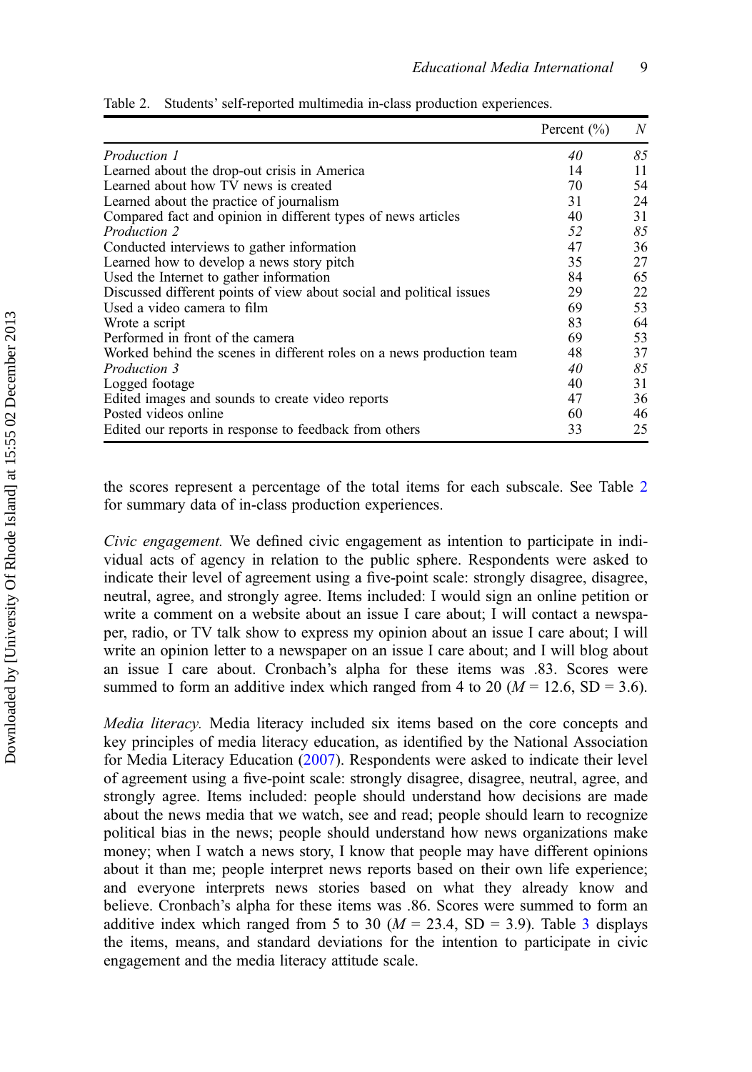Table 2. Students' self-reported multimedia in-class production experiences.

| | Percent (%) | *N* |
|---|---|---|
| *Production 1* | *40* | *85* |
| Learned about the drop-out crisis in America | 14 | 11 |
| Learned about how TV news is created | 70 | 54 |
| Learned about the practice of journalism | 31 | 24 |
| Compared fact and opinion in different types of news articles | 40 | 31 |
| *Production 2* | *52* | *85* |
| Conducted interviews to gather information | 47 | 36 |
| Learned how to develop a news story pitch | 35 | 27 |
| Used the Internet to gather information | 84 | 65 |
| Discussed different points of view about social and political issues | 29 | 22 |
| Used a video camera to film | 69 | 53 |
| Wrote a script | 83 | 64 |
| Performed in front of the camera | 69 | 53 |
| Worked behind the scenes in different roles on a news production team | 48 | 37 |
| *Production 3* | *40* | *85* |
| Logged footage | 40 | 31 |
| Edited images and sounds to create video reports | 47 | 36 |
| Posted videos online | 60 | 46 |
| Edited our reports in response to feedback from others | 33 | 25 |

the scores represent a percentage of the total items for each subscale. See Table 2 for summary data of in-class production experiences.

*Civic engagement.* We defined civic engagement as intention to participate in individual acts of agency in relation to the public sphere. Respondents were asked to indicate their level of agreement using a five-point scale: strongly disagree, disagree, neutral, agree, and strongly agree. Items included: I would sign an online petition or write a comment on a website about an issue I care about; I will contact a newspaper, radio, or TV talk show to express my opinion about an issue I care about; I will write an opinion letter to a newspaper on an issue I care about; and I will blog about an issue I care about. Cronbach's alpha for these items was .83. Scores were summed to form an additive index which ranged from 4 to 20 ($M$ = 12.6, SD = 3.6).

*Media literacy.* Media literacy included six items based on the core concepts and key principles of media literacy education, as identified by the National Association for Media Literacy Education (2007). Respondents were asked to indicate their level of agreement using a five-point scale: strongly disagree, disagree, neutral, agree, and strongly agree. Items included: people should understand how decisions are made about the news media that we watch, see and read; people should learn to recognize political bias in the news; people should understand how news organizations make money; when I watch a news story, I know that people may have different opinions about it than me; people interpret news reports based on their own life experience; and everyone interprets news stories based on what they already know and believe. Cronbach's alpha for these items was .86. Scores were summed to form an additive index which ranged from 5 to 30 ($M$ = 23.4, SD = 3.9). Table 3 displays the items, means, and standard deviations for the intention to participate in civic engagement and the media literacy attitude scale.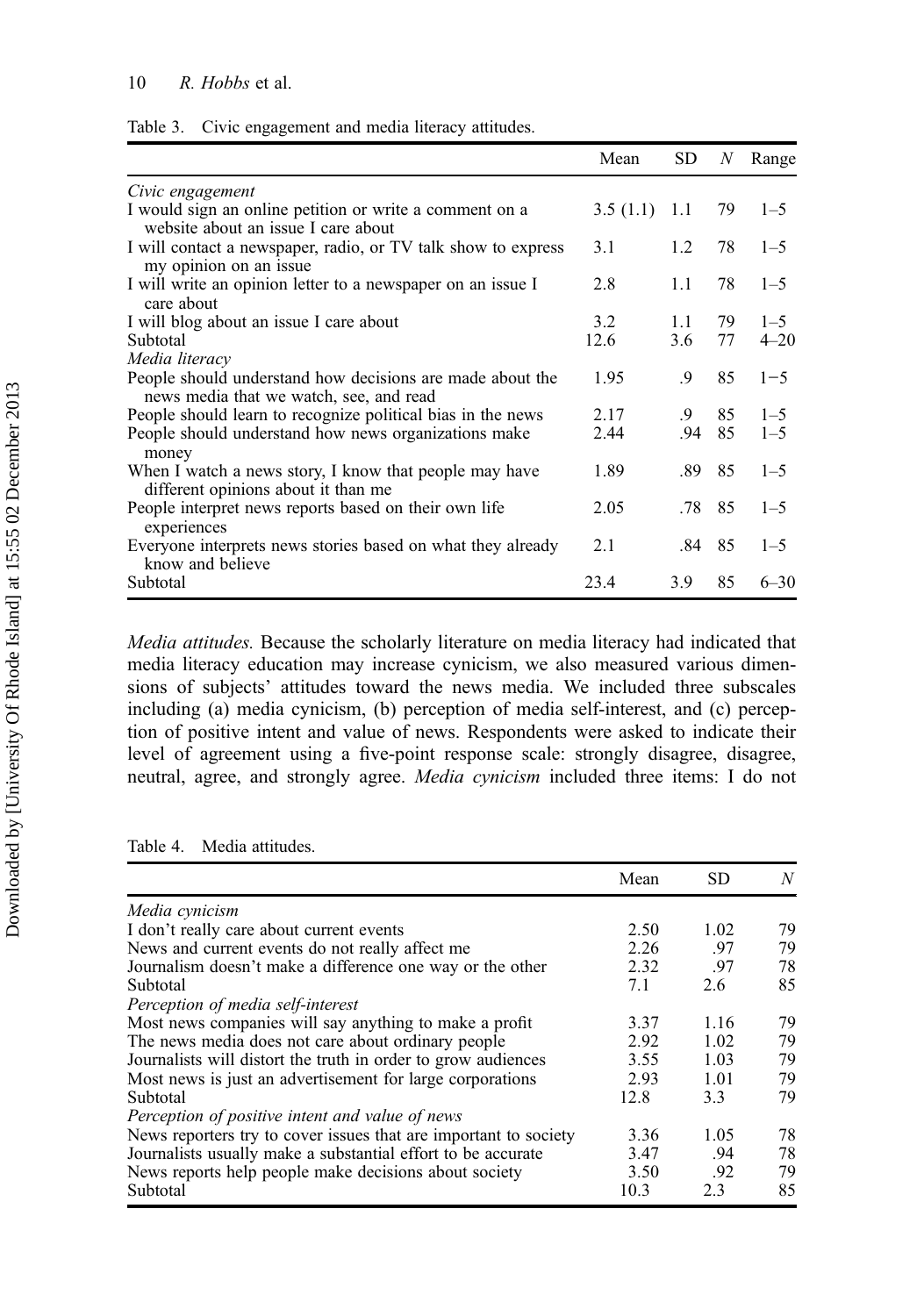Table 3. Civic engagement and media literacy attitudes.

| | Mean | SD | *N* | Range |
|---|---|---|---|---|
| *Civic engagement* | | | | |
| I would sign an online petition or write a comment on a website about an issue I care about | 3.5 (1.1) | 1.1 | 79 | 1–5 |
| I will contact a newspaper, radio, or TV talk show to express my opinion on an issue | 3.1 | 1.2 | 78 | 1–5 |
| I will write an opinion letter to a newspaper on an issue I care about | 2.8 | 1.1 | 78 | 1–5 |
| I will blog about an issue I care about | 3.2 | 1.1 | 79 | 1–5 |
| Subtotal | 12.6 | 3.6 | 77 | 4–20 |
| *Media literacy* | | | | |
| People should understand how decisions are made about the news media that we watch, see, and read | 1.95 | .9 | 85 | 1−5 |
| People should learn to recognize political bias in the news | 2.17 | .9 | 85 | 1–5 |
| People should understand how news organizations make money | 2.44 | .94 | 85 | 1–5 |
| When I watch a news story, I know that people may have different opinions about it than me | 1.89 | .89 | 85 | 1–5 |
| People interpret news reports based on their own life experiences | 2.05 | .78 | 85 | 1–5 |
| Everyone interprets news stories based on what they already know and believe | 2.1 | .84 | 85 | 1–5 |
| Subtotal | 23.4 | 3.9 | 85 | 6–30 |

*Media attitudes.* Because the scholarly literature on media literacy had indicated that media literacy education may increase cynicism, we also measured various dimensions of subjects' attitudes toward the news media. We included three subscales including (a) media cynicism, (b) perception of media self-interest, and (c) perception of positive intent and value of news. Respondents were asked to indicate their level of agreement using a five-point response scale: strongly disagree, disagree, neutral, agree, and strongly agree. *Media cynicism* included three items: I do not

Table 4. Media attitudes.

| | Mean | SD | *N* |
|---|---|---|---|
| *Media cynicism* | | | |
| I don't really care about current events | 2.50 | 1.02 | 79 |
| News and current events do not really affect me | 2.26 | .97 | 79 |
| Journalism doesn't make a difference one way or the other | 2.32 | .97 | 78 |
| Subtotal | 7.1 | 2.6 | 85 |
| *Perception of media self-interest* | | | |
| Most news companies will say anything to make a profit | 3.37 | 1.16 | 79 |
| The news media does not care about ordinary people | 2.92 | 1.02 | 79 |
| Journalists will distort the truth in order to grow audiences | 3.55 | 1.03 | 79 |
| Most news is just an advertisement for large corporations | 2.93 | 1.01 | 79 |
| Subtotal | 12.8 | 3.3 | 79 |
| *Perception of positive intent and value of news* | | | |
| News reporters try to cover issues that are important to society | 3.36 | 1.05 | 78 |
| Journalists usually make a substantial effort to be accurate | 3.47 | .94 | 78 |
| News reports help people make decisions about society | 3.50 | .92 | 79 |
| Subtotal | 10.3 | 2.3 | 85 |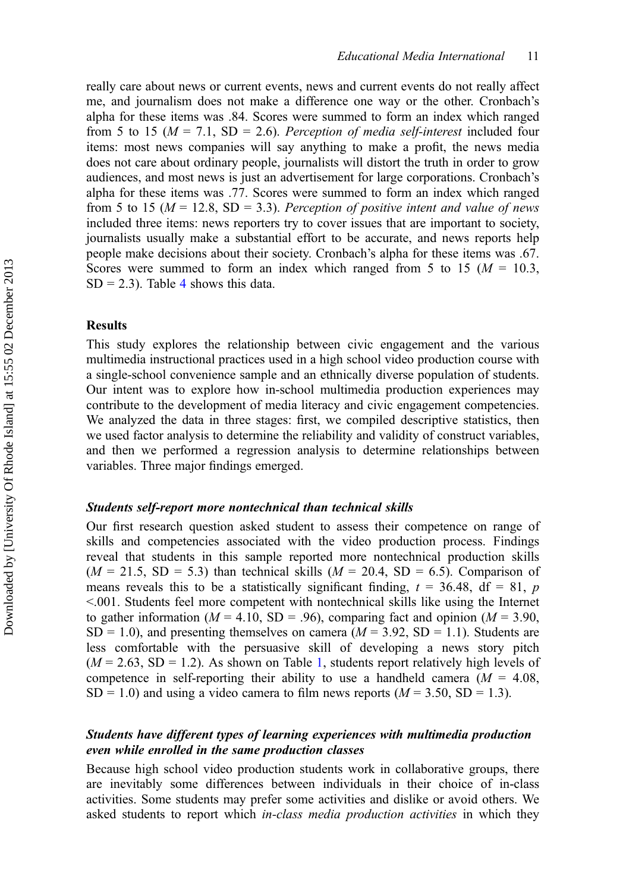really care about news or current events, news and current events do not really affect me, and journalism does not make a difference one way or the other. Cronbach's alpha for these items was .84. Scores were summed to form an index which ranged from 5 to 15 ($M$ = 7.1, SD = 2.6). *Perception of media self-interest* included four items: most news companies will say anything to make a profit, the news media does not care about ordinary people, journalists will distort the truth in order to grow audiences, and most news is just an advertisement for large corporations. Cronbach's alpha for these items was .77. Scores were summed to form an index which ranged from 5 to 15 ($M$ = 12.8, SD = 3.3). *Perception of positive intent and value of news* included three items: news reporters try to cover issues that are important to society, journalists usually make a substantial effort to be accurate, and news reports help people make decisions about their society. Cronbach's alpha for these items was .67. Scores were summed to form an index which ranged from 5 to 15 ($M$ = 10.3, SD = 2.3). Table 4 shows this data.

## Results

This study explores the relationship between civic engagement and the various multimedia instructional practices used in a high school video production course with a single-school convenience sample and an ethnically diverse population of students. Our intent was to explore how in-school multimedia production experiences may contribute to the development of media literacy and civic engagement competencies. We analyzed the data in three stages: first, we compiled descriptive statistics, then we used factor analysis to determine the reliability and validity of construct variables, and then we performed a regression analysis to determine relationships between variables. Three major findings emerged.

### *Students self-report more nontechnical than technical skills*

Our first research question asked student to assess their competence on range of skills and competencies associated with the video production process. Findings reveal that students in this sample reported more nontechnical production skills ($M$ = 21.5, SD = 5.3) than technical skills ($M$ = 20.4, SD = 6.5). Comparison of means reveals this to be a statistically significant finding, $t$ = 36.48, df = 81, $p$ <.001. Students feel more competent with nontechnical skills like using the Internet to gather information ($M$ = 4.10, SD = .96), comparing fact and opinion ($M$ = 3.90, SD = 1.0), and presenting themselves on camera ($M$ = 3.92, SD = 1.1). Students are less comfortable with the persuasive skill of developing a news story pitch ($M$ = 2.63, SD = 1.2). As shown on Table 1, students report relatively high levels of competence in self-reporting their ability to use a handheld camera ($M$ = 4.08, SD = 1.0) and using a video camera to film news reports ($M$ = 3.50, SD = 1.3).

### *Students have different types of learning experiences with multimedia production even while enrolled in the same production classes*

Because high school video production students work in collaborative groups, there are inevitably some differences between individuals in their choice of in-class activities. Some students may prefer some activities and dislike or avoid others. We asked students to report which *in-class media production activities* in which they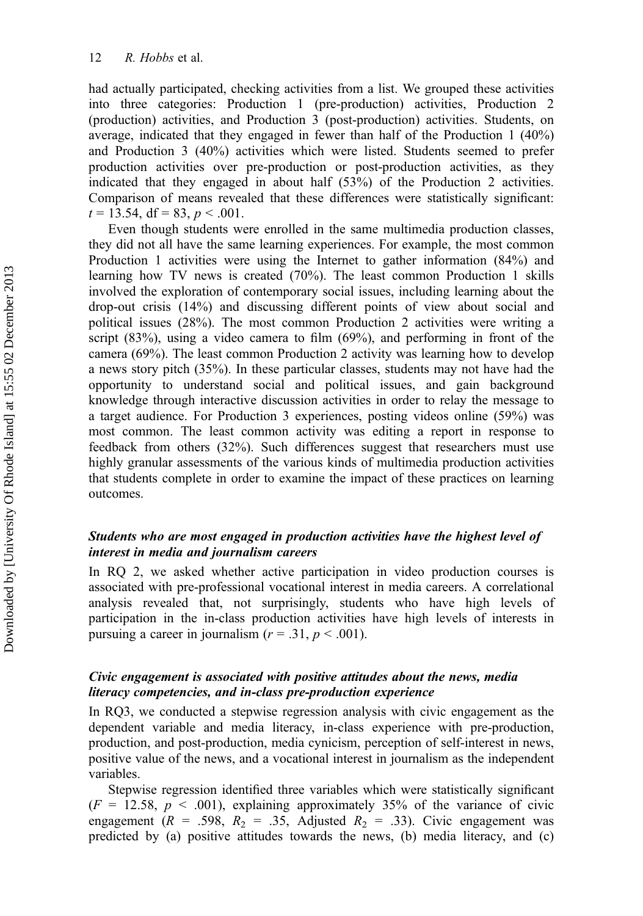had actually participated, checking activities from a list. We grouped these activities into three categories: Production 1 (pre-production) activities, Production 2 (production) activities, and Production 3 (post-production) activities. Students, on average, indicated that they engaged in fewer than half of the Production 1 (40%) and Production 3 (40%) activities which were listed. Students seemed to prefer production activities over pre-production or post-production activities, as they indicated that they engaged in about half (53%) of the Production 2 activities. Comparison of means revealed that these differences were statistically significant: $t = 13.54$, df = 83, $p < .001$.

Even though students were enrolled in the same multimedia production classes, they did not all have the same learning experiences. For example, the most common Production 1 activities were using the Internet to gather information (84%) and learning how TV news is created (70%). The least common Production 1 skills involved the exploration of contemporary social issues, including learning about the drop-out crisis (14%) and discussing different points of view about social and political issues (28%). The most common Production 2 activities were writing a script (83%), using a video camera to film (69%), and performing in front of the camera (69%). The least common Production 2 activity was learning how to develop a news story pitch (35%). In these particular classes, students may not have had the opportunity to understand social and political issues, and gain background knowledge through interactive discussion activities in order to relay the message to a target audience. For Production 3 experiences, posting videos online (59%) was most common. The least common activity was editing a report in response to feedback from others (32%). Such differences suggest that researchers must use highly granular assessments of the various kinds of multimedia production activities that students complete in order to examine the impact of these practices on learning outcomes.

### *Students who are most engaged in production activities have the highest level of interest in media and journalism careers*

In RQ 2, we asked whether active participation in video production courses is associated with pre-professional vocational interest in media careers. A correlational analysis revealed that, not surprisingly, students who have high levels of participation in the in-class production activities have high levels of interests in pursuing a career in journalism ($r = .31$, $p < .001$).

### *Civic engagement is associated with positive attitudes about the news, media literacy competencies, and in-class pre-production experience*

In RQ3, we conducted a stepwise regression analysis with civic engagement as the dependent variable and media literacy, in-class experience with pre-production, production, and post-production, media cynicism, perception of self-interest in news, positive value of the news, and a vocational interest in journalism as the independent variables.

Stepwise regression identified three variables which were statistically significant ($F = 12.58$, $p < .001$), explaining approximately 35% of the variance of civic engagement ($R = .598$, $R_2 = .35$, Adjusted $R_2 = .33$). Civic engagement was predicted by (a) positive attitudes towards the news, (b) media literacy, and (c)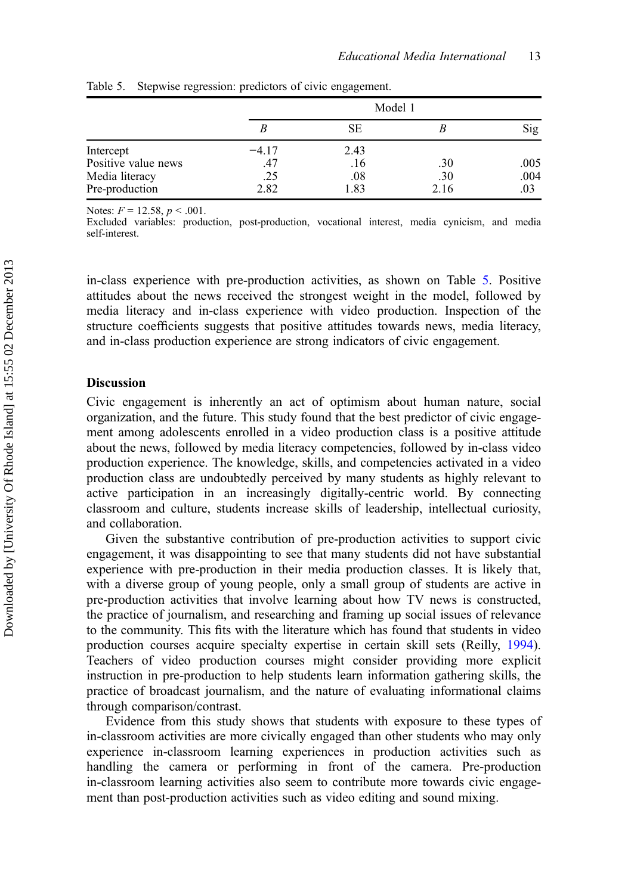Table 5. Stepwise regression: predictors of civic engagement.

| | Model 1 | | | |
|---|---|---|---|---|
| | *B* | SE | *Β* | Sig |
| Intercept | −4.17 | 2.43 | | |
| Positive value news | .47 | .16 | .30 | .005 |
| Media literacy | .25 | .08 | .30 | .004 |
| Pre-production | 2.82 | 1.83 | 2.16 | .03 |

Notes: $F = 12.58$, $p < .001$.
Excluded variables: production, post-production, vocational interest, media cynicism, and media self-interest.

in-class experience with pre-production activities, as shown on Table 5. Positive attitudes about the news received the strongest weight in the model, followed by media literacy and in-class experience with video production. Inspection of the structure coefficients suggests that positive attitudes towards news, media literacy, and in-class production experience are strong indicators of civic engagement.

## Discussion

Civic engagement is inherently an act of optimism about human nature, social organization, and the future. This study found that the best predictor of civic engagement among adolescents enrolled in a video production class is a positive attitude about the news, followed by media literacy competencies, followed by in-class video production experience. The knowledge, skills, and competencies activated in a video production class are undoubtedly perceived by many students as highly relevant to active participation in an increasingly digitally-centric world. By connecting classroom and culture, students increase skills of leadership, intellectual curiosity, and collaboration.

Given the substantive contribution of pre-production activities to support civic engagement, it was disappointing to see that many students did not have substantial experience with pre-production in their media production classes. It is likely that, with a diverse group of young people, only a small group of students are active in pre-production activities that involve learning about how TV news is constructed, the practice of journalism, and researching and framing up social issues of relevance to the community. This fits with the literature which has found that students in video production courses acquire specialty expertise in certain skill sets (Reilly, 1994). Teachers of video production courses might consider providing more explicit instruction in pre-production to help students learn information gathering skills, the practice of broadcast journalism, and the nature of evaluating informational claims through comparison/contrast.

Evidence from this study shows that students with exposure to these types of in-classroom activities are more civically engaged than other students who may only experience in-classroom learning experiences in production activities such as handling the camera or performing in front of the camera. Pre-production in-classroom learning activities also seem to contribute more towards civic engagement than post-production activities such as video editing and sound mixing.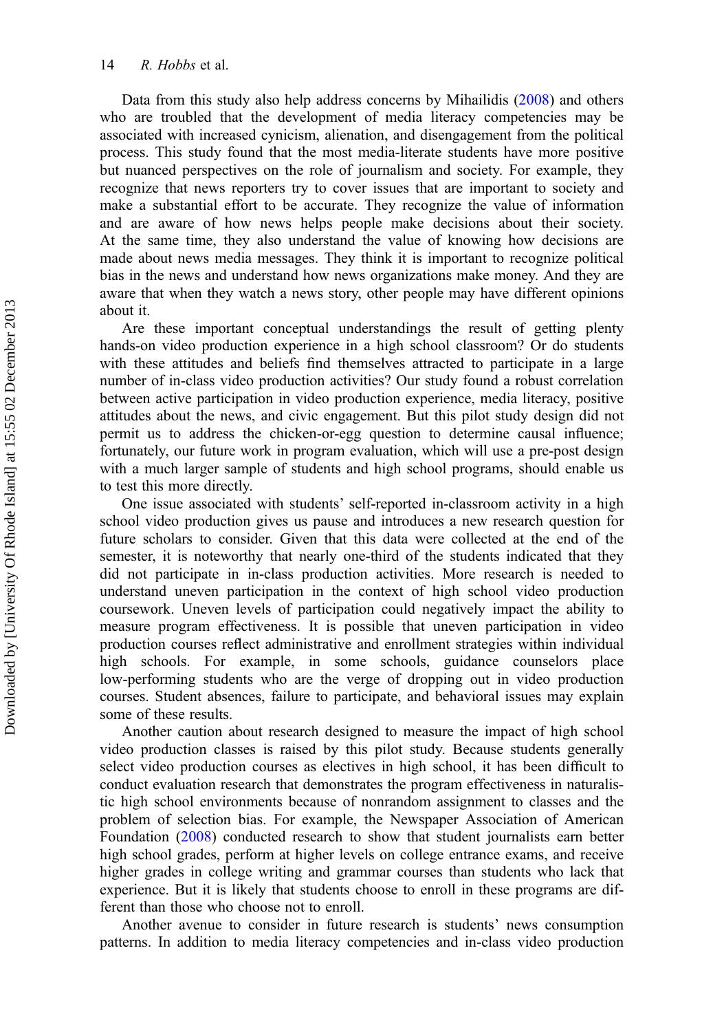Data from this study also help address concerns by Mihailidis (2008) and others who are troubled that the development of media literacy competencies may be associated with increased cynicism, alienation, and disengagement from the political process. This study found that the most media-literate students have more positive but nuanced perspectives on the role of journalism and society. For example, they recognize that news reporters try to cover issues that are important to society and make a substantial effort to be accurate. They recognize the value of information and are aware of how news helps people make decisions about their society. At the same time, they also understand the value of knowing how decisions are made about news media messages. They think it is important to recognize political bias in the news and understand how news organizations make money. And they are aware that when they watch a news story, other people may have different opinions about it.

Are these important conceptual understandings the result of getting plenty hands-on video production experience in a high school classroom? Or do students with these attitudes and beliefs find themselves attracted to participate in a large number of in-class video production activities? Our study found a robust correlation between active participation in video production experience, media literacy, positive attitudes about the news, and civic engagement. But this pilot study design did not permit us to address the chicken-or-egg question to determine causal influence; fortunately, our future work in program evaluation, which will use a pre-post design with a much larger sample of students and high school programs, should enable us to test this more directly.

One issue associated with students' self-reported in-classroom activity in a high school video production gives us pause and introduces a new research question for future scholars to consider. Given that this data were collected at the end of the semester, it is noteworthy that nearly one-third of the students indicated that they did not participate in in-class production activities. More research is needed to understand uneven participation in the context of high school video production coursework. Uneven levels of participation could negatively impact the ability to measure program effectiveness. It is possible that uneven participation in video production courses reflect administrative and enrollment strategies within individual high schools. For example, in some schools, guidance counselors place low-performing students who are the verge of dropping out in video production courses. Student absences, failure to participate, and behavioral issues may explain some of these results.

Another caution about research designed to measure the impact of high school video production classes is raised by this pilot study. Because students generally select video production courses as electives in high school, it has been difficult to conduct evaluation research that demonstrates the program effectiveness in naturalistic high school environments because of nonrandom assignment to classes and the problem of selection bias. For example, the Newspaper Association of American Foundation (2008) conducted research to show that student journalists earn better high school grades, perform at higher levels on college entrance exams, and receive higher grades in college writing and grammar courses than students who lack that experience. But it is likely that students choose to enroll in these programs are different than those who choose not to enroll.

Another avenue to consider in future research is students' news consumption patterns. In addition to media literacy competencies and in-class video production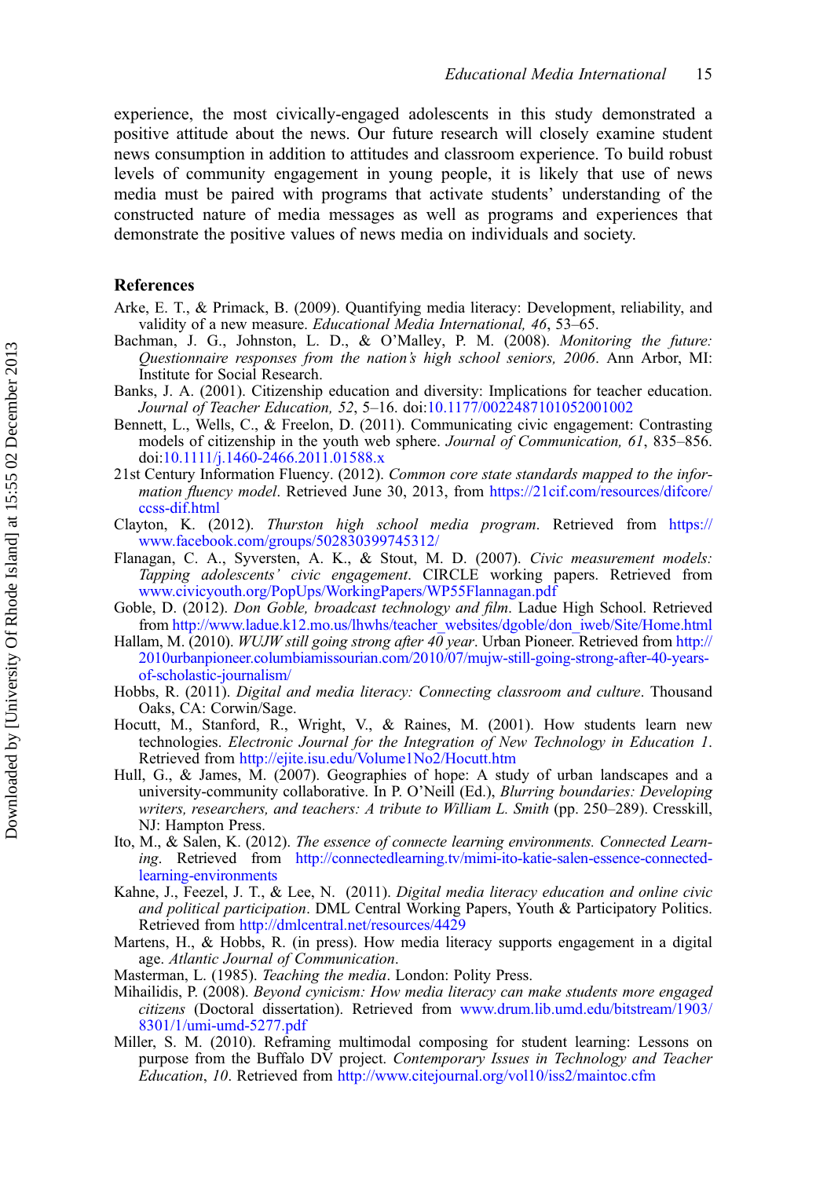experience, the most civically-engaged adolescents in this study demonstrated a positive attitude about the news. Our future research will closely examine student news consumption in addition to attitudes and classroom experience. To build robust levels of community engagement in young people, it is likely that use of news media must be paired with programs that activate students' understanding of the constructed nature of media messages as well as programs and experiences that demonstrate the positive values of news media on individuals and society.

## References

Arke, E. T., & Primack, B. (2009). Quantifying media literacy: Development, reliability, and validity of a new measure. *Educational Media International, 46*, 53–65.

Bachman, J. G., Johnston, L. D., & O'Malley, P. M. (2008). *Monitoring the future: Questionnaire responses from the nation's high school seniors, 2006*. Ann Arbor, MI: Institute for Social Research.

Banks, J. A. (2001). Citizenship education and diversity: Implications for teacher education. *Journal of Teacher Education, 52*, 5–16. doi:10.1177/0022487101052001002

Bennett, L., Wells, C., & Freelon, D. (2011). Communicating civic engagement: Contrasting models of citizenship in the youth web sphere. *Journal of Communication, 61*, 835–856. doi:10.1111/j.1460-2466.2011.01588.x

21st Century Information Fluency. (2012). *Common core state standards mapped to the information fluency model*. Retrieved June 30, 2013, from https://21cif.com/resources/difcore/ccss-dif.html

Clayton, K. (2012). *Thurston high school media program*. Retrieved from https://www.facebook.com/groups/502830399745312/

Flanagan, C. A., Syversten, A. K., & Stout, M. D. (2007). *Civic measurement models: Tapping adolescents' civic engagement*. CIRCLE working papers. Retrieved from www.civicyouth.org/PopUps/WorkingPapers/WP55Flannagan.pdf

Goble, D. (2012). *Don Goble, broadcast technology and film*. Ladue High School. Retrieved from http://www.ladue.k12.mo.us/lhwhs/teacher_websites/dgoble/don_iweb/Site/Home.html

Hallam, M. (2010). *WUJW still going strong after 40 year*. Urban Pioneer. Retrieved from http://2010urbanpioneer.columbiamissourian.com/2010/07/mujw-still-going-strong-after-40-years-of-scholastic-journalism/

Hobbs, R. (2011). *Digital and media literacy: Connecting classroom and culture*. Thousand Oaks, CA: Corwin/Sage.

Hocutt, M., Stanford, R., Wright, V., & Raines, M. (2001). How students learn new technologies. *Electronic Journal for the Integration of New Technology in Education 1*. Retrieved from http://ejite.isu.edu/Volume1No2/Hocutt.htm

Hull, G., & James, M. (2007). Geographies of hope: A study of urban landscapes and a university-community collaborative. In P. O'Neill (Ed.), *Blurring boundaries: Developing writers, researchers, and teachers: A tribute to William L. Smith* (pp. 250–289). Cresskill, NJ: Hampton Press.

Ito, M., & Salen, K. (2012). *The essence of connecte learning environments. Connected Learning*. Retrieved from http://connectedlearning.tv/mimi-ito-katie-salen-essence-connected-learning-environments

Kahne, J., Feezel, J. T., & Lee, N. (2011). *Digital media literacy education and online civic and political participation*. DML Central Working Papers, Youth & Participatory Politics. Retrieved from http://dmlcentral.net/resources/4429

Martens, H., & Hobbs, R. (in press). How media literacy supports engagement in a digital age. *Atlantic Journal of Communication*.

Masterman, L. (1985). *Teaching the media*. London: Polity Press.

Mihailidis, P. (2008). *Beyond cynicism: How media literacy can make students more engaged citizens* (Doctoral dissertation). Retrieved from www.drum.lib.umd.edu/bitstream/1903/8301/1/umi-umd-5277.pdf

Miller, S. M. (2010). Reframing multimodal composing for student learning: Lessons on purpose from the Buffalo DV project. *Contemporary Issues in Technology and Teacher Education, 10*. Retrieved from http://www.citejournal.org/vol10/iss2/maintoc.cfm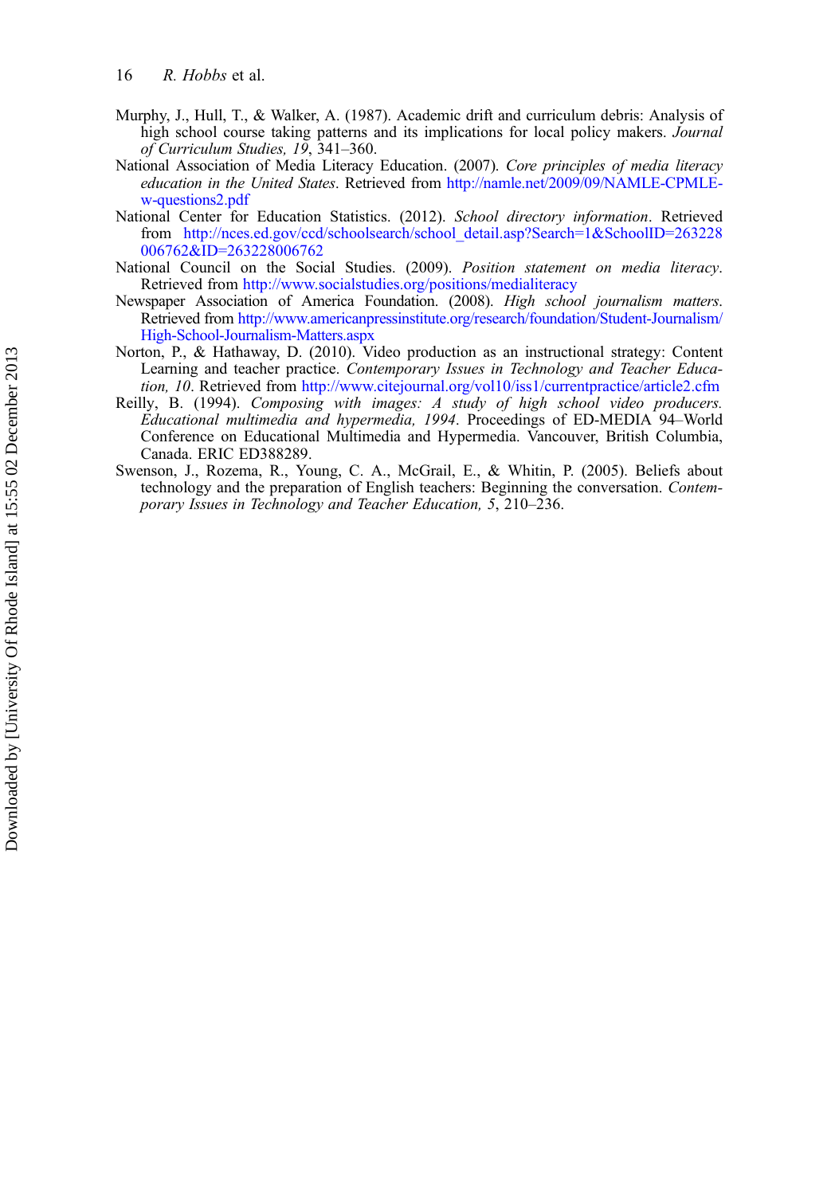Murphy, J., Hull, T., & Walker, A. (1987). Academic drift and curriculum debris: Analysis of high school course taking patterns and its implications for local policy makers. *Journal of Curriculum Studies, 19*, 341–360.

National Association of Media Literacy Education. (2007). *Core principles of media literacy education in the United States*. Retrieved from http://namle.net/2009/09/NAMLE-CPMLE-w-questions2.pdf

National Center for Education Statistics. (2012). *School directory information*. Retrieved from http://nces.ed.gov/ccd/schoolsearch/school_detail.asp?Search=1&SchoolID=263228006762&ID=263228006762

National Council on the Social Studies. (2009). *Position statement on media literacy*. Retrieved from http://www.socialstudies.org/positions/medialiteracy

Newspaper Association of America Foundation. (2008). *High school journalism matters*. Retrieved from http://www.americanpressinstitute.org/research/foundation/Student-Journalism/High-School-Journalism-Matters.aspx

Norton, P., & Hathaway, D. (2010). Video production as an instructional strategy: Content Learning and teacher practice. *Contemporary Issues in Technology and Teacher Education, 10*. Retrieved from http://www.citejournal.org/vol10/iss1/currentpractice/article2.cfm

Reilly, B. (1994). *Composing with images: A study of high school video producers. Educational multimedia and hypermedia, 1994*. Proceedings of ED-MEDIA 94–World Conference on Educational Multimedia and Hypermedia. Vancouver, British Columbia, Canada. ERIC ED388289.

Swenson, J., Rozema, R., Young, C. A., McGrail, E., & Whitin, P. (2005). Beliefs about technology and the preparation of English teachers: Beginning the conversation. *Contemporary Issues in Technology and Teacher Education, 5*, 210–236.